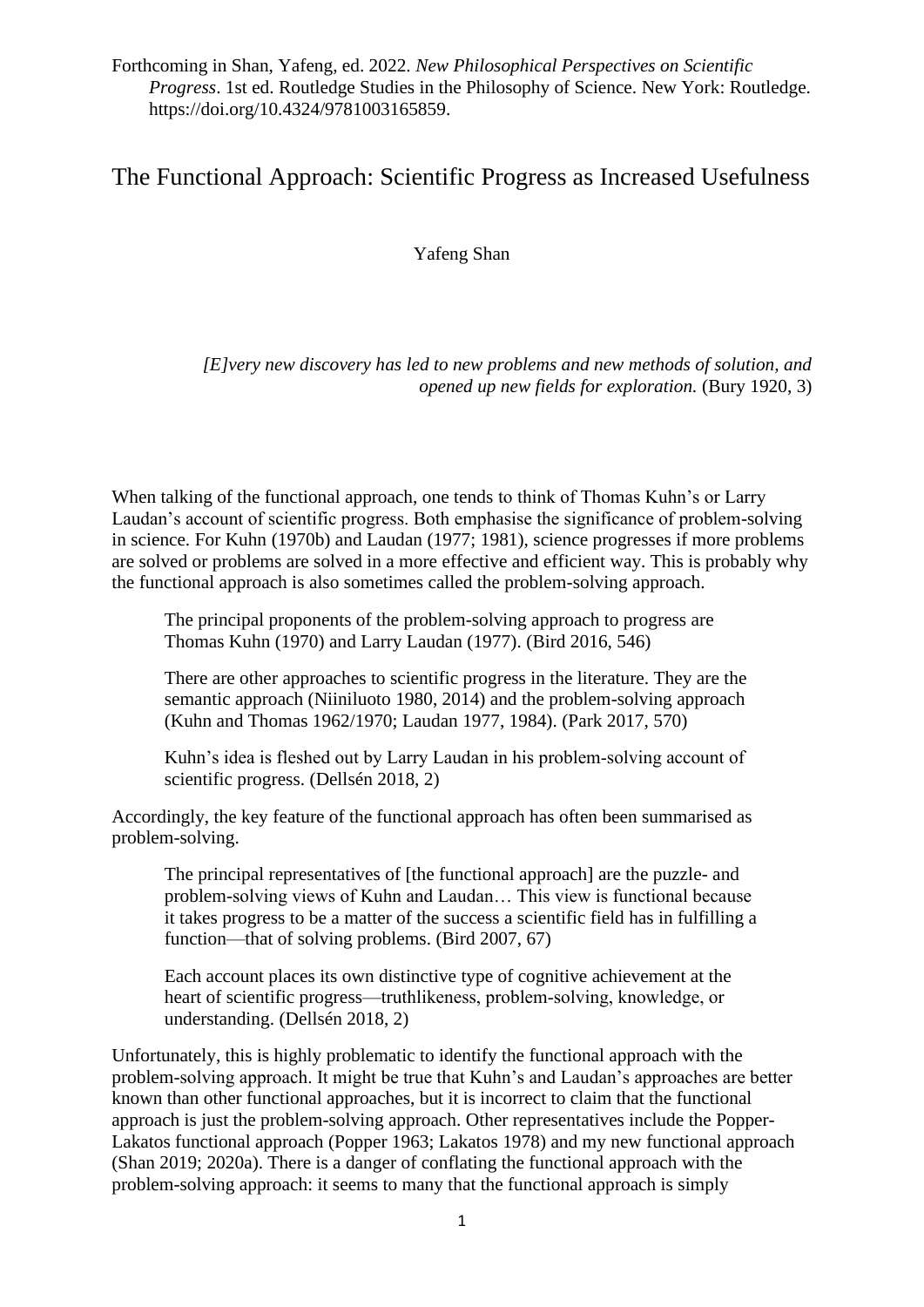Forthcoming in Shan, Yafeng, ed. 2022. *New Philosophical Perspectives on Scientific Progress*. 1st ed. Routledge Studies in the Philosophy of Science. New York: Routledge. https://doi.org/10.4324/9781003165859.

# The Functional Approach: Scientific Progress as Increased Usefulness

Yafeng Shan

> *[E]very new discovery has led to new problems and new methods of solution, and opened up new fields for exploration.* (Bury 1920, 3)

When talking of the functional approach, one tends to think of Thomas Kuhn's or Larry Laudan's account of scientific progress. Both emphasise the significance of problem-solving in science. For Kuhn (1970b) and Laudan (1977; 1981), science progresses if more problems are solved or problems are solved in a more effective and efficient way. This is probably why the functional approach is also sometimes called the problem-solving approach.

> The principal proponents of the problem-solving approach to progress are Thomas Kuhn (1970) and Larry Laudan (1977). (Bird 2016, 546)

> There are other approaches to scientific progress in the literature. They are the semantic approach (Niiniluoto 1980, 2014) and the problem-solving approach (Kuhn and Thomas 1962/1970; Laudan 1977, 1984). (Park 2017, 570)

> Kuhn's idea is fleshed out by Larry Laudan in his problem-solving account of scientific progress. (Dellsén 2018, 2)

Accordingly, the key feature of the functional approach has often been summarised as problem-solving.

> The principal representatives of [the functional approach] are the puzzle- and problem-solving views of Kuhn and Laudan… This view is functional because it takes progress to be a matter of the success a scientific field has in fulfilling a function—that of solving problems. (Bird 2007, 67)

> Each account places its own distinctive type of cognitive achievement at the heart of scientific progress—truthlikeness, problem-solving, knowledge, or understanding. (Dellsén 2018, 2)

Unfortunately, this is highly problematic to identify the functional approach with the problem-solving approach. It might be true that Kuhn's and Laudan's approaches are better known than other functional approaches, but it is incorrect to claim that the functional approach is just the problem-solving approach. Other representatives include the Popper-Lakatos functional approach (Popper 1963; Lakatos 1978) and my new functional approach (Shan 2019; 2020a). There is a danger of conflating the functional approach with the problem-solving approach: it seems to many that the functional approach is simply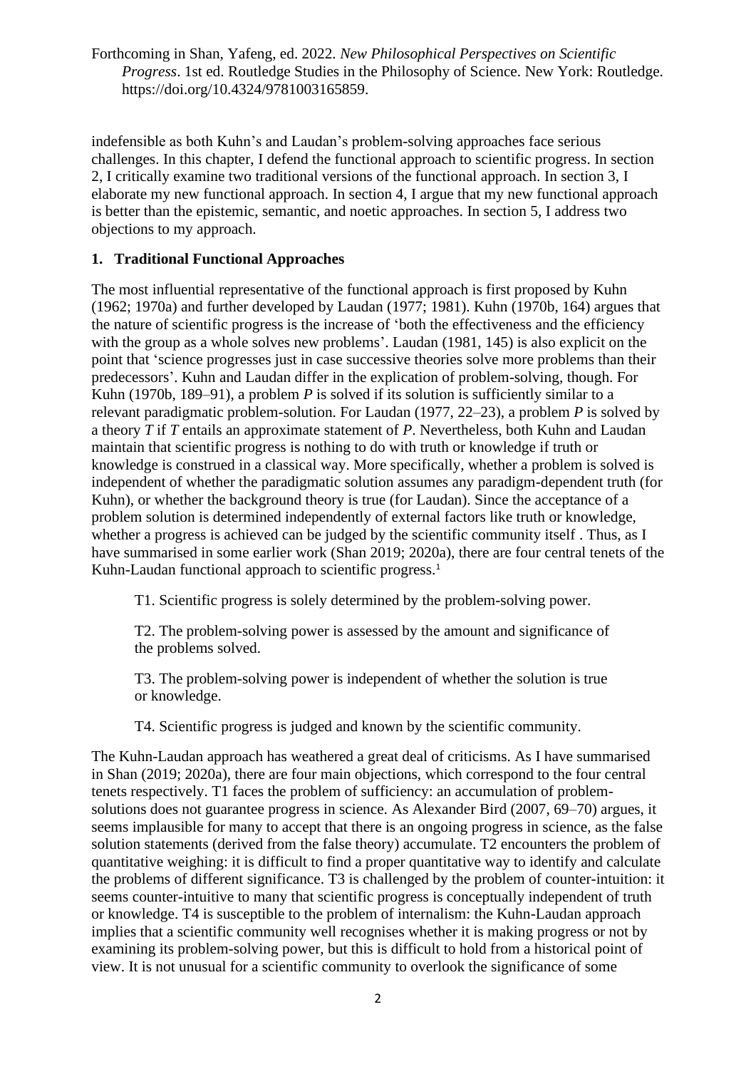indefensible as both Kuhn's and Laudan's problem-solving approaches face serious challenges. In this chapter, I defend the functional approach to scientific progress. In section 2, I critically examine two traditional versions of the functional approach. In section 3, I elaborate my new functional approach. In section 4, I argue that my new functional approach is better than the epistemic, semantic, and noetic approaches. In section 5, I address two objections to my approach.

## 1. Traditional Functional Approaches

The most influential representative of the functional approach is first proposed by Kuhn (1962; 1970a) and further developed by Laudan (1977; 1981). Kuhn (1970b, 164) argues that the nature of scientific progress is the increase of 'both the effectiveness and the efficiency with the group as a whole solves new problems'. Laudan (1981, 145) is also explicit on the point that 'science progresses just in case successive theories solve more problems than their predecessors'. Kuhn and Laudan differ in the explication of problem-solving, though. For Kuhn (1970b, 189–91), a problem *P* is solved if its solution is sufficiently similar to a relevant paradigmatic problem-solution. For Laudan (1977, 22–23), a problem *P* is solved by a theory *T* if *T* entails an approximate statement of *P*. Nevertheless, both Kuhn and Laudan maintain that scientific progress is nothing to do with truth or knowledge if truth or knowledge is construed in a classical way. More specifically, whether a problem is solved is independent of whether the paradigmatic solution assumes any paradigm-dependent truth (for Kuhn), or whether the background theory is true (for Laudan). Since the acceptance of a problem solution is determined independently of external factors like truth or knowledge, whether a progress is achieved can be judged by the scientific community itself . Thus, as I have summarised in some earlier work (Shan 2019; 2020a), there are four central tenets of the Kuhn-Laudan functional approach to scientific progress.[1]

> T1. Scientific progress is solely determined by the problem-solving power.
>
> T2. The problem-solving power is assessed by the amount and significance of the problems solved.
>
> T3. The problem-solving power is independent of whether the solution is true or knowledge.
>
> T4. Scientific progress is judged and known by the scientific community.

The Kuhn-Laudan approach has weathered a great deal of criticisms. As I have summarised in Shan (2019; 2020a), there are four main objections, which correspond to the four central tenets respectively. T1 faces the problem of sufficiency: an accumulation of problem-solutions does not guarantee progress in science. As Alexander Bird (2007, 69–70) argues, it seems implausible for many to accept that there is an ongoing progress in science, as the false solution statements (derived from the false theory) accumulate. T2 encounters the problem of quantitative weighing: it is difficult to find a proper quantitative way to identify and calculate the problems of different significance. T3 is challenged by the problem of counter-intuition: it seems counter-intuitive to many that scientific progress is conceptually independent of truth or knowledge. T4 is susceptible to the problem of internalism: the Kuhn-Laudan approach implies that a scientific community well recognises whether it is making progress or not by examining its problem-solving power, but this is difficult to hold from a historical point of view. It is not unusual for a scientific community to overlook the significance of some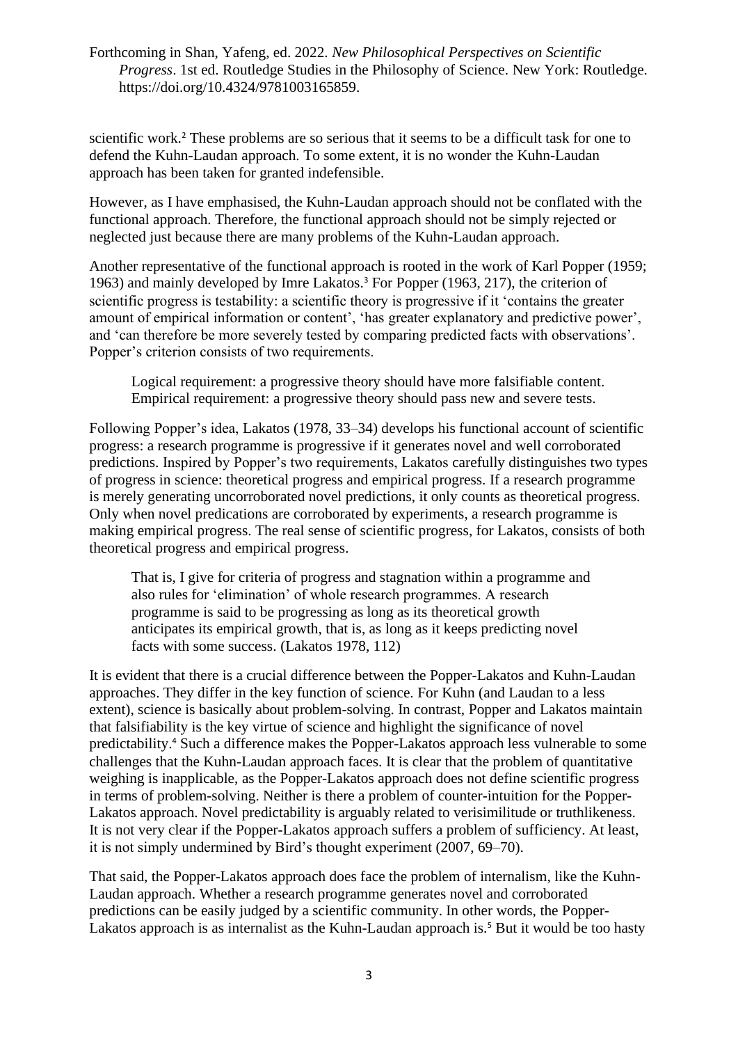scientific work.[2] These problems are so serious that it seems to be a difficult task for one to defend the Kuhn-Laudan approach. To some extent, it is no wonder the Kuhn-Laudan approach has been taken for granted indefensible.

However, as I have emphasised, the Kuhn-Laudan approach should not be conflated with the functional approach. Therefore, the functional approach should not be simply rejected or neglected just because there are many problems of the Kuhn-Laudan approach.

Another representative of the functional approach is rooted in the work of Karl Popper (1959; 1963) and mainly developed by Imre Lakatos.[3] For Popper (1963, 217), the criterion of scientific progress is testability: a scientific theory is progressive if it 'contains the greater amount of empirical information or content', 'has greater explanatory and predictive power', and 'can therefore be more severely tested by comparing predicted facts with observations'. Popper's criterion consists of two requirements.

> Logical requirement: a progressive theory should have more falsifiable content.
> Empirical requirement: a progressive theory should pass new and severe tests.

Following Popper's idea, Lakatos (1978, 33–34) develops his functional account of scientific progress: a research programme is progressive if it generates novel and well corroborated predictions. Inspired by Popper's two requirements, Lakatos carefully distinguishes two types of progress in science: theoretical progress and empirical progress. If a research programme is merely generating uncorroborated novel predictions, it only counts as theoretical progress. Only when novel predications are corroborated by experiments, a research programme is making empirical progress. The real sense of scientific progress, for Lakatos, consists of both theoretical progress and empirical progress.

> That is, I give for criteria of progress and stagnation within a programme and also rules for 'elimination' of whole research programmes. A research programme is said to be progressing as long as its theoretical growth anticipates its empirical growth, that is, as long as it keeps predicting novel facts with some success. (Lakatos 1978, 112)

It is evident that there is a crucial difference between the Popper-Lakatos and Kuhn-Laudan approaches. They differ in the key function of science. For Kuhn (and Laudan to a less extent), science is basically about problem-solving. In contrast, Popper and Lakatos maintain that falsifiability is the key virtue of science and highlight the significance of novel predictability.[4] Such a difference makes the Popper-Lakatos approach less vulnerable to some challenges that the Kuhn-Laudan approach faces. It is clear that the problem of quantitative weighing is inapplicable, as the Popper-Lakatos approach does not define scientific progress in terms of problem-solving. Neither is there a problem of counter-intuition for the Popper-Lakatos approach. Novel predictability is arguably related to verisimilitude or truthlikeness. It is not very clear if the Popper-Lakatos approach suffers a problem of sufficiency. At least, it is not simply undermined by Bird's thought experiment (2007, 69–70).

That said, the Popper-Lakatos approach does face the problem of internalism, like the Kuhn-Laudan approach. Whether a research programme generates novel and corroborated predictions can be easily judged by a scientific community. In other words, the Popper-Lakatos approach is as internalist as the Kuhn-Laudan approach is.[5] But it would be too hasty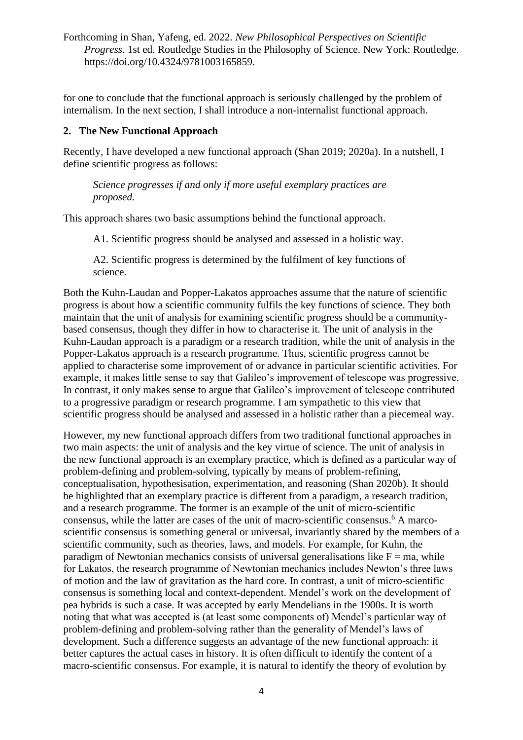for one to conclude that the functional approach is seriously challenged by the problem of internalism. In the next section, I shall introduce a non-internalist functional approach.

## 2. The New Functional Approach

Recently, I have developed a new functional approach (Shan 2019; 2020a). In a nutshell, I define scientific progress as follows:

> *Science progresses if and only if more useful exemplary practices are proposed.*

This approach shares two basic assumptions behind the functional approach.

> A1. Scientific progress should be analysed and assessed in a holistic way.
>
> A2. Scientific progress is determined by the fulfilment of key functions of science.

Both the Kuhn-Laudan and Popper-Lakatos approaches assume that the nature of scientific progress is about how a scientific community fulfils the key functions of science. They both maintain that the unit of analysis for examining scientific progress should be a community-based consensus, though they differ in how to characterise it. The unit of analysis in the Kuhn-Laudan approach is a paradigm or a research tradition, while the unit of analysis in the Popper-Lakatos approach is a research programme. Thus, scientific progress cannot be applied to characterise some improvement of or advance in particular scientific activities. For example, it makes little sense to say that Galileo's improvement of telescope was progressive. In contrast, it only makes sense to argue that Galileo's improvement of telescope contributed to a progressive paradigm or research programme. I am sympathetic to this view that scientific progress should be analysed and assessed in a holistic rather than a piecemeal way.

However, my new functional approach differs from two traditional functional approaches in two main aspects: the unit of analysis and the key virtue of science. The unit of analysis in the new functional approach is an exemplary practice, which is defined as a particular way of problem-defining and problem-solving, typically by means of problem-refining, conceptualisation, hypothesisation, experimentation, and reasoning (Shan 2020b). It should be highlighted that an exemplary practice is different from a paradigm, a research tradition, and a research programme. The former is an example of the unit of micro-scientific consensus, while the latter are cases of the unit of macro-scientific consensus.[6] A marco-scientific consensus is something general or universal, invariantly shared by the members of a scientific community, such as theories, laws, and models. For example, for Kuhn, the paradigm of Newtonian mechanics consists of universal generalisations like $F = ma$, while for Lakatos, the research programme of Newtonian mechanics includes Newton's three laws of motion and the law of gravitation as the hard core. In contrast, a unit of micro-scientific consensus is something local and context-dependent. Mendel's work on the development of pea hybrids is such a case. It was accepted by early Mendelians in the 1900s. It is worth noting that what was accepted is (at least some components of) Mendel's particular way of problem-defining and problem-solving rather than the generality of Mendel's laws of development. Such a difference suggests an advantage of the new functional approach: it better captures the actual cases in history. It is often difficult to identify the content of a macro-scientific consensus. For example, it is natural to identify the theory of evolution by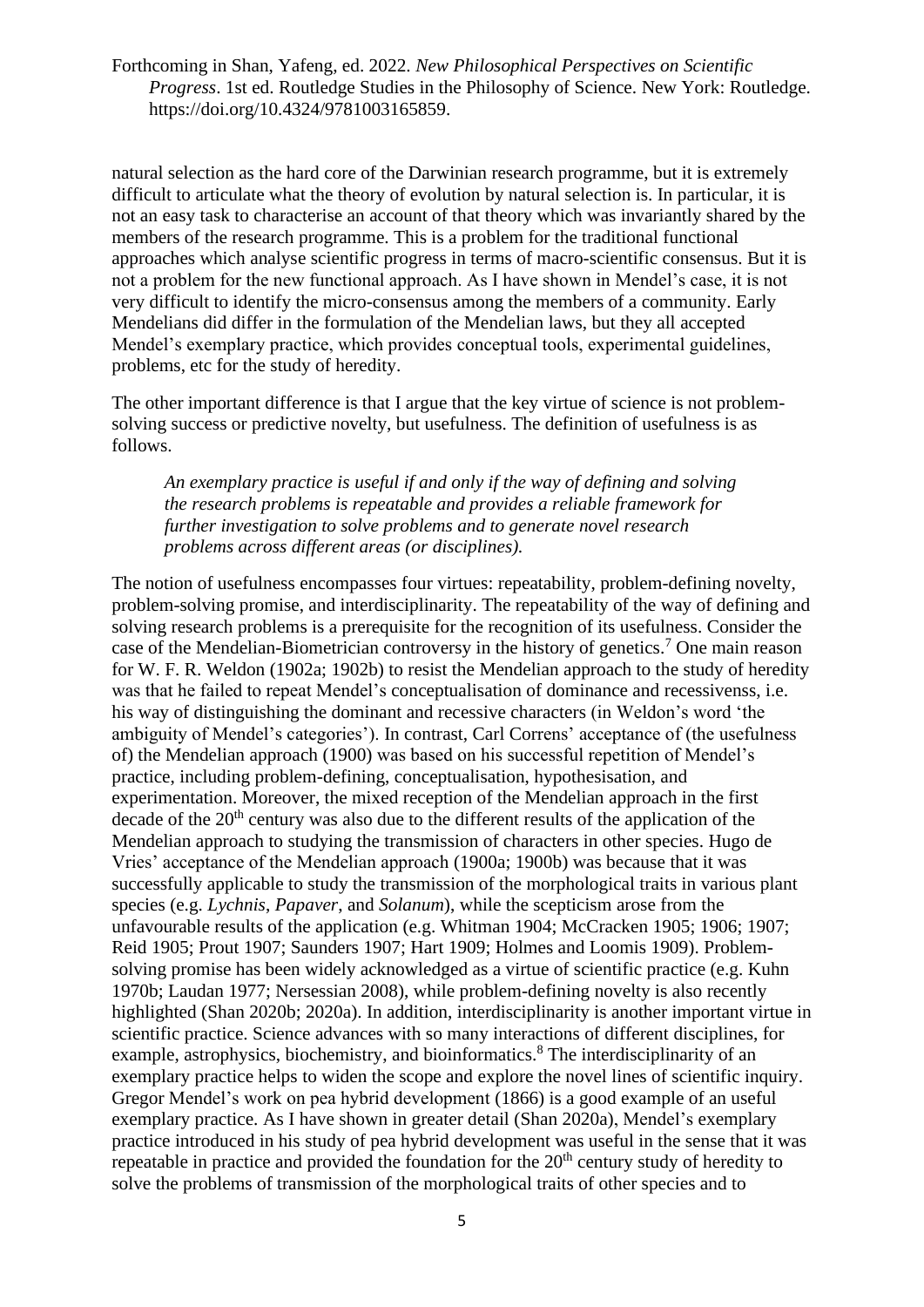natural selection as the hard core of the Darwinian research programme, but it is extremely difficult to articulate what the theory of evolution by natural selection is. In particular, it is not an easy task to characterise an account of that theory which was invariantly shared by the members of the research programme. This is a problem for the traditional functional approaches which analyse scientific progress in terms of macro-scientific consensus. But it is not a problem for the new functional approach. As I have shown in Mendel's case, it is not very difficult to identify the micro-consensus among the members of a community. Early Mendelians did differ in the formulation of the Mendelian laws, but they all accepted Mendel's exemplary practice, which provides conceptual tools, experimental guidelines, problems, etc for the study of heredity.

The other important difference is that I argue that the key virtue of science is not problem-solving success or predictive novelty, but usefulness. The definition of usefulness is as follows.

> *An exemplary practice is useful if and only if the way of defining and solving the research problems is repeatable and provides a reliable framework for further investigation to solve problems and to generate novel research problems across different areas (or disciplines).*

The notion of usefulness encompasses four virtues: repeatability, problem-defining novelty, problem-solving promise, and interdisciplinarity. The repeatability of the way of defining and solving research problems is a prerequisite for the recognition of its usefulness. Consider the case of the Mendelian-Biometrician controversy in the history of genetics.[7] One main reason for W. F. R. Weldon (1902a; 1902b) to resist the Mendelian approach to the study of heredity was that he failed to repeat Mendel's conceptualisation of dominance and recessiveness, i.e. his way of distinguishing the dominant and recessive characters (in Weldon's word 'the ambiguity of Mendel's categories'). In contrast, Carl Correns' acceptance of (the usefulness of) the Mendelian approach (1900) was based on his successful repetition of Mendel's practice, including problem-defining, conceptualisation, hypothesisation, and experimentation. Moreover, the mixed reception of the Mendelian approach in the first decade of the 20th century was also due to the different results of the application of the Mendelian approach to studying the transmission of characters in other species. Hugo de Vries' acceptance of the Mendelian approach (1900a; 1900b) was because that it was successfully applicable to study the transmission of the morphological traits in various plant species (e.g. *Lychnis*, *Papaver*, and *Solanum*), while the scepticism arose from the unfavourable results of the application (e.g. Whitman 1904; McCracken 1905; 1906; 1907; Reid 1905; Prout 1907; Saunders 1907; Hart 1909; Holmes and Loomis 1909). Problem-solving promise has been widely acknowledged as a virtue of scientific practice (e.g. Kuhn 1970b; Laudan 1977; Nersessian 2008), while problem-defining novelty is also recently highlighted (Shan 2020b; 2020a). In addition, interdisciplinarity is another important virtue in scientific practice. Science advances with so many interactions of different disciplines, for example, astrophysics, biochemistry, and bioinformatics.[8] The interdisciplinarity of an exemplary practice helps to widen the scope and explore the novel lines of scientific inquiry. Gregor Mendel's work on pea hybrid development (1866) is a good example of an useful exemplary practice. As I have shown in greater detail (Shan 2020a), Mendel's exemplary practice introduced in his study of pea hybrid development was useful in the sense that it was repeatable in practice and provided the foundation for the 20th century study of heredity to solve the problems of transmission of the morphological traits of other species and to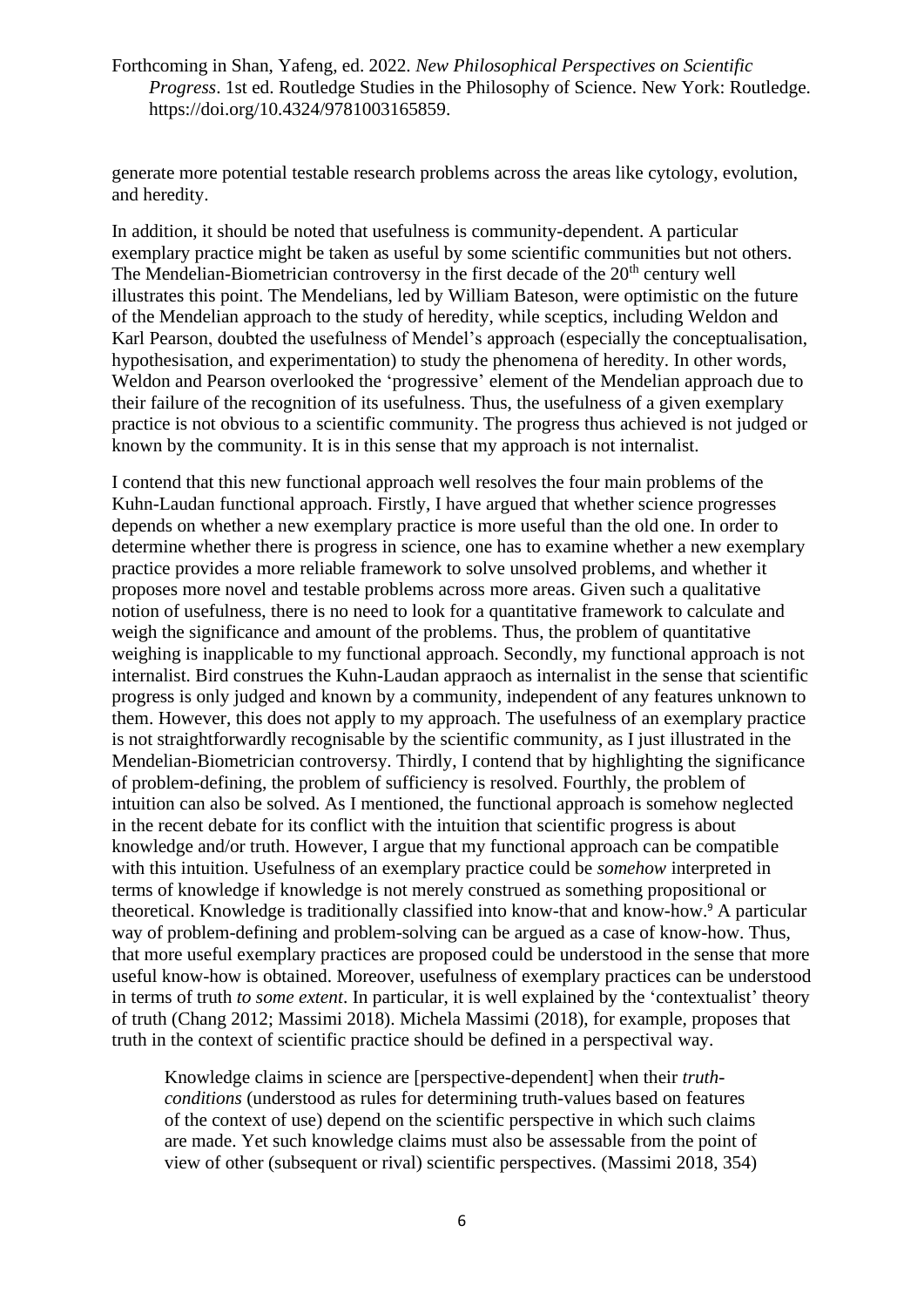generate more potential testable research problems across the areas like cytology, evolution, and heredity.

In addition, it should be noted that usefulness is community-dependent. A particular exemplary practice might be taken as useful by some scientific communities but not others. The Mendelian-Biometrician controversy in the first decade of the 20th century well illustrates this point. The Mendelians, led by William Bateson, were optimistic on the future of the Mendelian approach to the study of heredity, while sceptics, including Weldon and Karl Pearson, doubted the usefulness of Mendel's approach (especially the conceptualisation, hypothesisation, and experimentation) to study the phenomena of heredity. In other words, Weldon and Pearson overlooked the 'progressive' element of the Mendelian approach due to their failure of the recognition of its usefulness. Thus, the usefulness of a given exemplary practice is not obvious to a scientific community. The progress thus achieved is not judged or known by the community. It is in this sense that my approach is not internalist.

I contend that this new functional approach well resolves the four main problems of the Kuhn-Laudan functional approach. Firstly, I have argued that whether science progresses depends on whether a new exemplary practice is more useful than the old one. In order to determine whether there is progress in science, one has to examine whether a new exemplary practice provides a more reliable framework to solve unsolved problems, and whether it proposes more novel and testable problems across more areas. Given such a qualitative notion of usefulness, there is no need to look for a quantitative framework to calculate and weigh the significance and amount of the problems. Thus, the problem of quantitative weighing is inapplicable to my functional approach. Secondly, my functional approach is not internalist. Bird construes the Kuhn-Laudan appraoch as internalist in the sense that scientific progress is only judged and known by a community, independent of any features unknown to them. However, this does not apply to my approach. The usefulness of an exemplary practice is not straightforwardly recognisable by the scientific community, as I just illustrated in the Mendelian-Biometrician controversy. Thirdly, I contend that by highlighting the significance of problem-defining, the problem of sufficiency is resolved. Fourthly, the problem of intuition can also be solved. As I mentioned, the functional approach is somehow neglected in the recent debate for its conflict with the intuition that scientific progress is about knowledge and/or truth. However, I argue that my functional approach can be compatible with this intuition. Usefulness of an exemplary practice could be *somehow* interpreted in terms of knowledge if knowledge is not merely construed as something propositional or theoretical. Knowledge is traditionally classified into know-that and know-how.[9] A particular way of problem-defining and problem-solving can be argued as a case of know-how. Thus, that more useful exemplary practices are proposed could be understood in the sense that more useful know-how is obtained. Moreover, usefulness of exemplary practices can be understood in terms of truth *to some extent*. In particular, it is well explained by the 'contextualist' theory of truth (Chang 2012; Massimi 2018). Michela Massimi (2018), for example, proposes that truth in the context of scientific practice should be defined in a perspectival way.

> Knowledge claims in science are [perspective-dependent] when their *truth-conditions* (understood as rules for determining truth-values based on features of the context of use) depend on the scientific perspective in which such claims are made. Yet such knowledge claims must also be assessable from the point of view of other (subsequent or rival) scientific perspectives. (Massimi 2018, 354)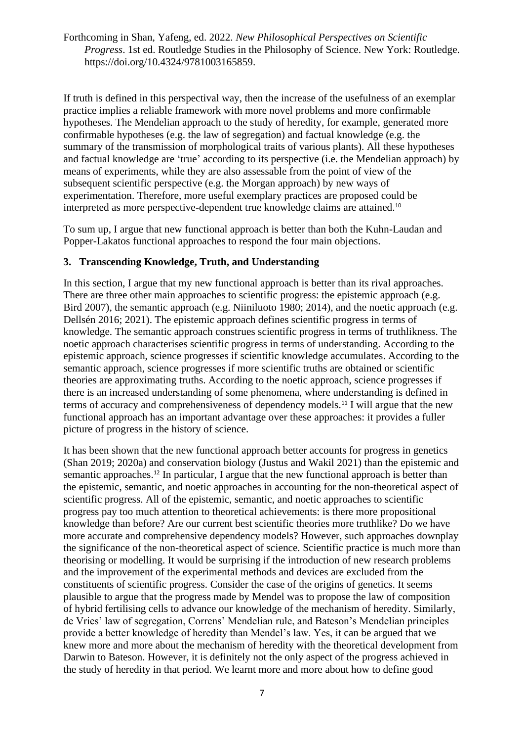If truth is defined in this perspectival way, then the increase of the usefulness of an exemplar practice implies a reliable framework with more novel problems and more confirmable hypotheses. The Mendelian approach to the study of heredity, for example, generated more confirmable hypotheses (e.g. the law of segregation) and factual knowledge (e.g. the summary of the transmission of morphological traits of various plants). All these hypotheses and factual knowledge are 'true' according to its perspective (i.e. the Mendelian approach) by means of experiments, while they are also assessable from the point of view of the subsequent scientific perspective (e.g. the Morgan approach) by new ways of experimentation. Therefore, more useful exemplary practices are proposed could be interpreted as more perspective-dependent true knowledge claims are attained.[10]

To sum up, I argue that new functional approach is better than both the Kuhn-Laudan and Popper-Lakatos functional approaches to respond the four main objections.

## 3. Transcending Knowledge, Truth, and Understanding

In this section, I argue that my new functional approach is better than its rival approaches. There are three other main approaches to scientific progress: the epistemic approach (e.g. Bird 2007), the semantic approach (e.g. Niiniluoto 1980; 2014), and the noetic approach (e.g. Dellsén 2016; 2021). The epistemic approach defines scientific progress in terms of knowledge. The semantic approach construes scientific progress in terms of truthlikness. The noetic approach characterises scientific progress in terms of understanding. According to the epistemic approach, science progresses if scientific knowledge accumulates. According to the semantic approach, science progresses if more scientific truths are obtained or scientific theories are approximating truths. According to the noetic approach, science progresses if there is an increased understanding of some phenomena, where understanding is defined in terms of accuracy and comprehensiveness of dependency models.[11] I will argue that the new functional approach has an important advantage over these approaches: it provides a fuller picture of progress in the history of science.

It has been shown that the new functional approach better accounts for progress in genetics (Shan 2019; 2020a) and conservation biology (Justus and Wakil 2021) than the epistemic and semantic approaches.[12] In particular, I argue that the new functional approach is better than the epistemic, semantic, and noetic approaches in accounting for the non-theoretical aspect of scientific progress. All of the epistemic, semantic, and noetic approaches to scientific progress pay too much attention to theoretical achievements: is there more propositional knowledge than before? Are our current best scientific theories more truthlike? Do we have more accurate and comprehensive dependency models? However, such approaches downplay the significance of the non-theoretical aspect of science. Scientific practice is much more than theorising or modelling. It would be surprising if the introduction of new research problems and the improvement of the experimental methods and devices are excluded from the constituents of scientific progress. Consider the case of the origins of genetics. It seems plausible to argue that the progress made by Mendel was to propose the law of composition of hybrid fertilising cells to advance our knowledge of the mechanism of heredity. Similarly, de Vries' law of segregation, Correns' Mendelian rule, and Bateson's Mendelian principles provide a better knowledge of heredity than Mendel's law. Yes, it can be argued that we knew more and more about the mechanism of heredity with the theoretical development from Darwin to Bateson. However, it is definitely not the only aspect of the progress achieved in the study of heredity in that period. We learnt more and more about how to define good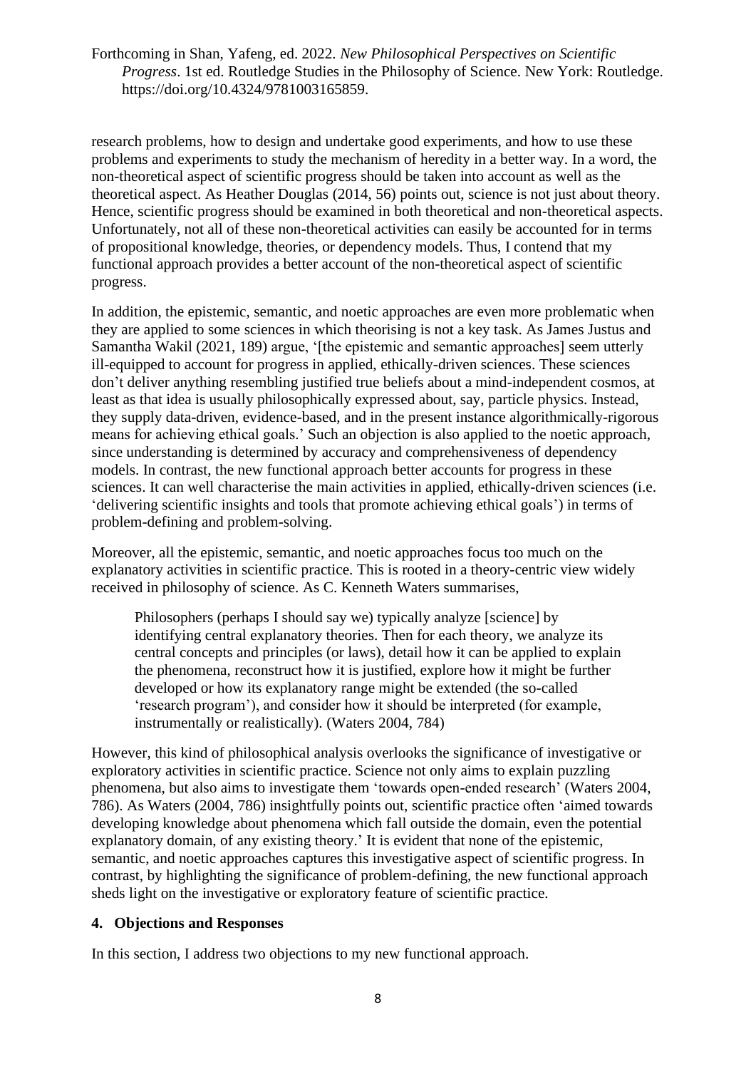research problems, how to design and undertake good experiments, and how to use these problems and experiments to study the mechanism of heredity in a better way. In a word, the non-theoretical aspect of scientific progress should be taken into account as well as the theoretical aspect. As Heather Douglas (2014, 56) points out, science is not just about theory. Hence, scientific progress should be examined in both theoretical and non-theoretical aspects. Unfortunately, not all of these non-theoretical activities can easily be accounted for in terms of propositional knowledge, theories, or dependency models. Thus, I contend that my functional approach provides a better account of the non-theoretical aspect of scientific progress.

In addition, the epistemic, semantic, and noetic approaches are even more problematic when they are applied to some sciences in which theorising is not a key task. As James Justus and Samantha Wakil (2021, 189) argue, '[the epistemic and semantic approaches] seem utterly ill-equipped to account for progress in applied, ethically-driven sciences. These sciences don't deliver anything resembling justified true beliefs about a mind-independent cosmos, at least as that idea is usually philosophically expressed about, say, particle physics. Instead, they supply data-driven, evidence-based, and in the present instance algorithmically-rigorous means for achieving ethical goals.' Such an objection is also applied to the noetic approach, since understanding is determined by accuracy and comprehensiveness of dependency models. In contrast, the new functional approach better accounts for progress in these sciences. It can well characterise the main activities in applied, ethically-driven sciences (i.e. 'delivering scientific insights and tools that promote achieving ethical goals') in terms of problem-defining and problem-solving.

Moreover, all the epistemic, semantic, and noetic approaches focus too much on the explanatory activities in scientific practice. This is rooted in a theory-centric view widely received in philosophy of science. As C. Kenneth Waters summarises,

> Philosophers (perhaps I should say we) typically analyze [science] by identifying central explanatory theories. Then for each theory, we analyze its central concepts and principles (or laws), detail how it can be applied to explain the phenomena, reconstruct how it is justified, explore how it might be further developed or how its explanatory range might be extended (the so-called 'research program'), and consider how it should be interpreted (for example, instrumentally or realistically). (Waters 2004, 784)

However, this kind of philosophical analysis overlooks the significance of investigative or exploratory activities in scientific practice. Science not only aims to explain puzzling phenomena, but also aims to investigate them 'towards open-ended research' (Waters 2004, 786). As Waters (2004, 786) insightfully points out, scientific practice often 'aimed towards developing knowledge about phenomena which fall outside the domain, even the potential explanatory domain, of any existing theory.' It is evident that none of the epistemic, semantic, and noetic approaches captures this investigative aspect of scientific progress. In contrast, by highlighting the significance of problem-defining, the new functional approach sheds light on the investigative or exploratory feature of scientific practice.

## 4. Objections and Responses

In this section, I address two objections to my new functional approach.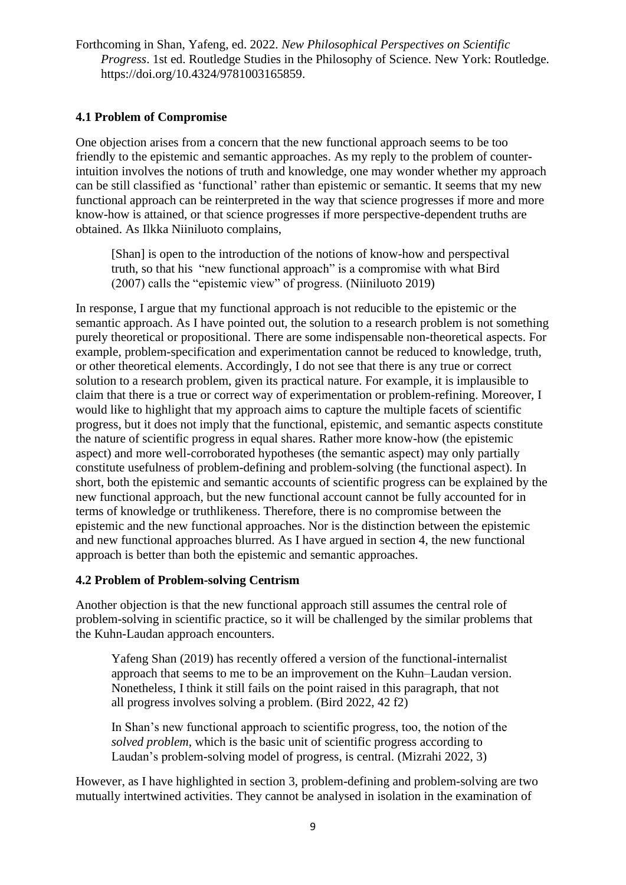Forthcoming in Shan, Yafeng, ed. 2022. *New Philosophical Perspectives on Scientific Progress*. 1st ed. Routledge Studies in the Philosophy of Science. New York: Routledge. https://doi.org/10.4324/9781003165859.

### 4.1 Problem of Compromise

One objection arises from a concern that the new functional approach seems to be too friendly to the epistemic and semantic approaches. As my reply to the problem of counter-intuition involves the notions of truth and knowledge, one may wonder whether my approach can be still classified as 'functional' rather than epistemic or semantic. It seems that my new functional approach can be reinterpreted in the way that science progresses if more and more know-how is attained, or that science progresses if more perspective-dependent truths are obtained. As Ilkka Niiniluoto complains,

> [Shan] is open to the introduction of the notions of know-how and perspectival truth, so that his "new functional approach" is a compromise with what Bird (2007) calls the "epistemic view" of progress. (Niiniluoto 2019)

In response, I argue that my functional approach is not reducible to the epistemic or the semantic approach. As I have pointed out, the solution to a research problem is not something purely theoretical or propositional. There are some indispensable non-theoretical aspects. For example, problem-specification and experimentation cannot be reduced to knowledge, truth, or other theoretical elements. Accordingly, I do not see that there is any true or correct solution to a research problem, given its practical nature. For example, it is implausible to claim that there is a true or correct way of experimentation or problem-refining. Moreover, I would like to highlight that my approach aims to capture the multiple facets of scientific progress, but it does not imply that the functional, epistemic, and semantic aspects constitute the nature of scientific progress in equal shares. Rather more know-how (the epistemic aspect) and more well-corroborated hypotheses (the semantic aspect) may only partially constitute usefulness of problem-defining and problem-solving (the functional aspect). In short, both the epistemic and semantic accounts of scientific progress can be explained by the new functional approach, but the new functional account cannot be fully accounted for in terms of knowledge or truthlikeness. Therefore, there is no compromise between the epistemic and the new functional approaches. Nor is the distinction between the epistemic and new functional approaches blurred. As I have argued in section 4, the new functional approach is better than both the epistemic and semantic approaches.

### 4.2 Problem of Problem-solving Centrism

Another objection is that the new functional approach still assumes the central role of problem-solving in scientific practice, so it will be challenged by the similar problems that the Kuhn-Laudan approach encounters.

> Yafeng Shan (2019) has recently offered a version of the functional-internalist approach that seems to me to be an improvement on the Kuhn–Laudan version. Nonetheless, I think it still fails on the point raised in this paragraph, that not all progress involves solving a problem. (Bird 2022, 42 f2)

> In Shan's new functional approach to scientific progress, too, the notion of the *solved problem*, which is the basic unit of scientific progress according to Laudan's problem-solving model of progress, is central. (Mizrahi 2022, 3)

However, as I have highlighted in section 3, problem-defining and problem-solving are two mutually intertwined activities. They cannot be analysed in isolation in the examination of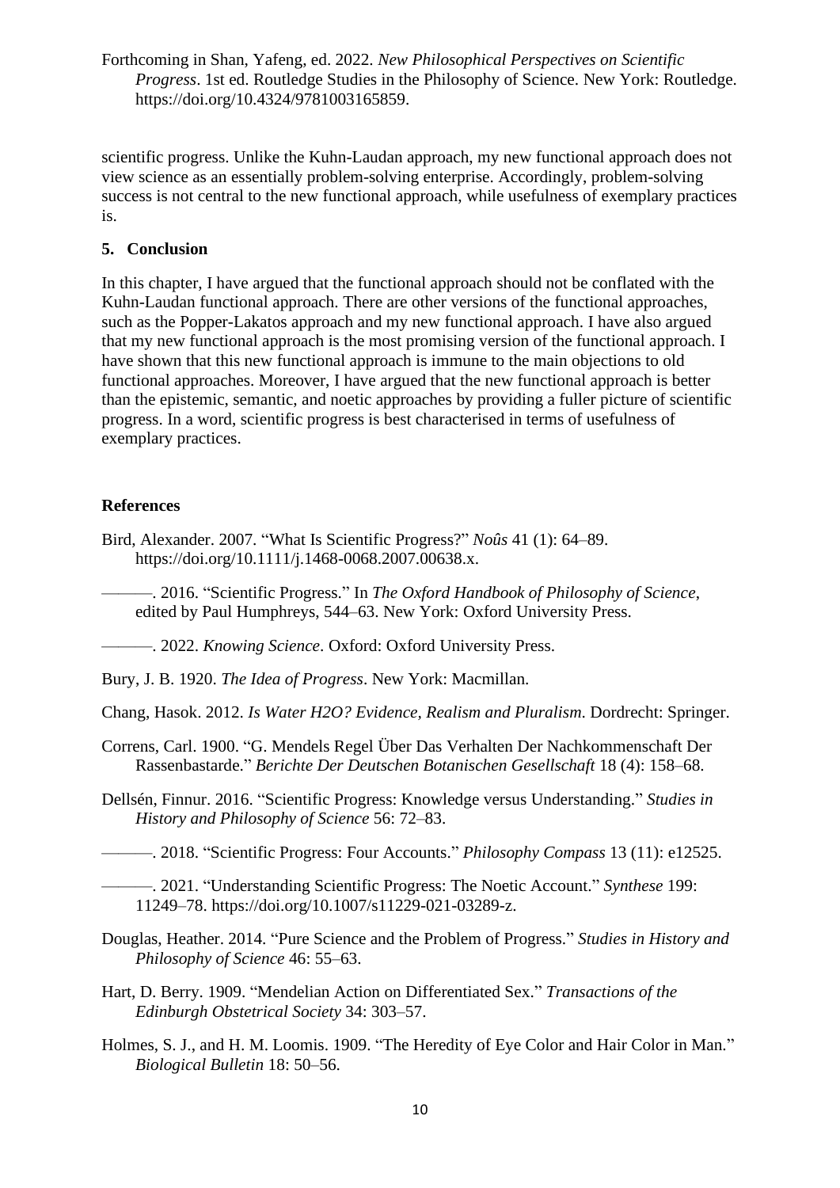scientific progress. Unlike the Kuhn-Laudan approach, my new functional approach does not view science as an essentially problem-solving enterprise. Accordingly, problem-solving success is not central to the new functional approach, while usefulness of exemplary practices is.

## 5. Conclusion

In this chapter, I have argued that the functional approach should not be conflated with the Kuhn-Laudan functional approach. There are other versions of the functional approaches, such as the Popper-Lakatos approach and my new functional approach. I have also argued that my new functional approach is the most promising version of the functional approach. I have shown that this new functional approach is immune to the main objections to old functional approaches. Moreover, I have argued that the new functional approach is better than the epistemic, semantic, and noetic approaches by providing a fuller picture of scientific progress. In a word, scientific progress is best characterised in terms of usefulness of exemplary practices.

## References

Bird, Alexander. 2007. "What Is Scientific Progress?" *Noûs* 41 (1): 64–89. https://doi.org/10.1111/j.1468-0068.2007.00638.x.

———. 2016. "Scientific Progress." In *The Oxford Handbook of Philosophy of Science*, edited by Paul Humphreys, 544–63. New York: Oxford University Press.

———. 2022. *Knowing Science*. Oxford: Oxford University Press.

Bury, J. B. 1920. *The Idea of Progress*. New York: Macmillan.

Chang, Hasok. 2012. *Is Water H2O? Evidence, Realism and Pluralism*. Dordrecht: Springer.

Correns, Carl. 1900. "G. Mendels Regel Über Das Verhalten Der Nachkommenschaft Der Rassenbastarde." *Berichte Der Deutschen Botanischen Gesellschaft* 18 (4): 158–68.

Dellsén, Finnur. 2016. "Scientific Progress: Knowledge versus Understanding." *Studies in History and Philosophy of Science* 56: 72–83.

———. 2018. "Scientific Progress: Four Accounts." *Philosophy Compass* 13 (11): e12525.

———. 2021. "Understanding Scientific Progress: The Noetic Account." *Synthese* 199: 11249–78. https://doi.org/10.1007/s11229-021-03289-z.

Douglas, Heather. 2014. "Pure Science and the Problem of Progress." *Studies in History and Philosophy of Science* 46: 55–63.

Hart, D. Berry. 1909. "Mendelian Action on Differentiated Sex." *Transactions of the Edinburgh Obstetrical Society* 34: 303–57.

Holmes, S. J., and H. M. Loomis. 1909. "The Heredity of Eye Color and Hair Color in Man." *Biological Bulletin* 18: 50–56.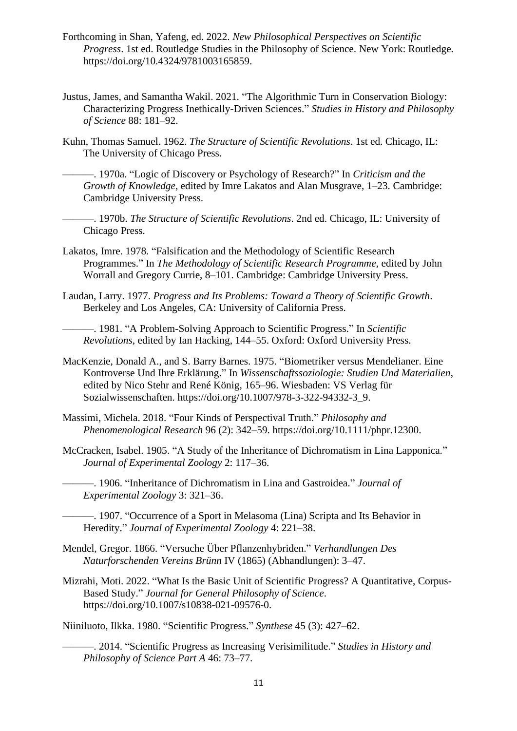Forthcoming in Shan, Yafeng, ed. 2022. *New Philosophical Perspectives on Scientific Progress*. 1st ed. Routledge Studies in the Philosophy of Science. New York: Routledge. https://doi.org/10.4324/9781003165859.

Justus, James, and Samantha Wakil. 2021. "The Algorithmic Turn in Conservation Biology: Characterizing Progress Inethically-Driven Sciences." *Studies in History and Philosophy of Science* 88: 181–92.

Kuhn, Thomas Samuel. 1962. *The Structure of Scientific Revolutions*. 1st ed. Chicago, IL: The University of Chicago Press.

———. 1970a. "Logic of Discovery or Psychology of Research?" In *Criticism and the Growth of Knowledge*, edited by Imre Lakatos and Alan Musgrave, 1–23. Cambridge: Cambridge University Press.

———. 1970b. *The Structure of Scientific Revolutions*. 2nd ed. Chicago, IL: University of Chicago Press.

Lakatos, Imre. 1978. "Falsification and the Methodology of Scientific Research Programmes." In *The Methodology of Scientific Research Programme*, edited by John Worrall and Gregory Currie, 8–101. Cambridge: Cambridge University Press.

Laudan, Larry. 1977. *Progress and Its Problems: Toward a Theory of Scientific Growth*. Berkeley and Los Angeles, CA: University of California Press.

———. 1981. "A Problem-Solving Approach to Scientific Progress." In *Scientific Revolutions*, edited by Ian Hacking, 144–55. Oxford: Oxford University Press.

MacKenzie, Donald A., and S. Barry Barnes. 1975. "Biometriker versus Mendelianer. Eine Kontroverse Und Ihre Erklärung." In *Wissenschaftssoziologie: Studien Und Materialien*, edited by Nico Stehr and René König, 165–96. Wiesbaden: VS Verlag für Sozialwissenschaften. https://doi.org/10.1007/978-3-322-94332-3_9.

Massimi, Michela. 2018. "Four Kinds of Perspectival Truth." *Philosophy and Phenomenological Research* 96 (2): 342–59. https://doi.org/10.1111/phpr.12300.

McCracken, Isabel. 1905. "A Study of the Inheritance of Dichromatism in Lina Lapponica." *Journal of Experimental Zoology* 2: 117–36.

———. 1906. "Inheritance of Dichromatism in Lina and Gastroidea." *Journal of Experimental Zoology* 3: 321–36.

———. 1907. "Occurrence of a Sport in Melasoma (Lina) Scripta and Its Behavior in Heredity." *Journal of Experimental Zoology* 4: 221–38.

Mendel, Gregor. 1866. "Versuche Über Pflanzenhybriden." *Verhandlungen Des Naturforschenden Vereins Brünn* IV (1865) (Abhandlungen): 3–47.

Mizrahi, Moti. 2022. "What Is the Basic Unit of Scientific Progress? A Quantitative, Corpus-Based Study." *Journal for General Philosophy of Science*. https://doi.org/10.1007/s10838-021-09576-0.

Niiniluoto, Ilkka. 1980. "Scientific Progress." *Synthese* 45 (3): 427–62.

———. 2014. "Scientific Progress as Increasing Verisimilitude." *Studies in History and Philosophy of Science Part A* 46: 73–77.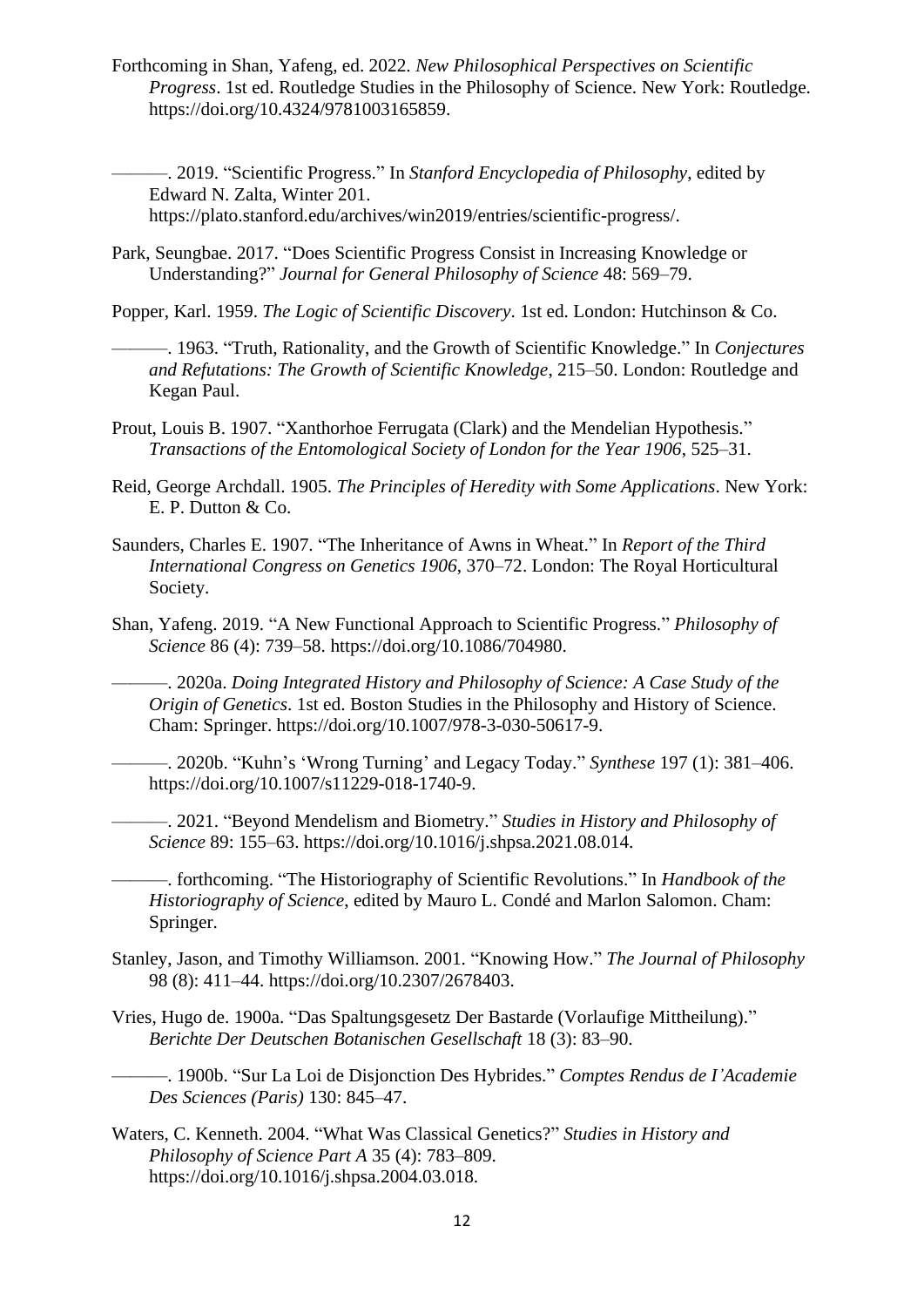Forthcoming in Shan, Yafeng, ed. 2022. *New Philosophical Perspectives on Scientific Progress*. 1st ed. Routledge Studies in the Philosophy of Science. New York: Routledge. https://doi.org/10.4324/9781003165859.

———. 2019. "Scientific Progress." In *Stanford Encyclopedia of Philosophy*, edited by Edward N. Zalta, Winter 201. https://plato.stanford.edu/archives/win2019/entries/scientific-progress/.

Park, Seungbae. 2017. "Does Scientific Progress Consist in Increasing Knowledge or Understanding?" *Journal for General Philosophy of Science* 48: 569–79.

Popper, Karl. 1959. *The Logic of Scientific Discovery*. 1st ed. London: Hutchinson & Co.

———. 1963. "Truth, Rationality, and the Growth of Scientific Knowledge." In *Conjectures and Refutations: The Growth of Scientific Knowledge*, 215–50. London: Routledge and Kegan Paul.

Prout, Louis B. 1907. "Xanthorhoe Ferrugata (Clark) and the Mendelian Hypothesis." *Transactions of the Entomological Society of London for the Year 1906*, 525–31.

Reid, George Archdall. 1905. *The Principles of Heredity with Some Applications*. New York: E. P. Dutton & Co.

Saunders, Charles E. 1907. "The Inheritance of Awns in Wheat." In *Report of the Third International Congress on Genetics 1906*, 370–72. London: The Royal Horticultural Society.

Shan, Yafeng. 2019. "A New Functional Approach to Scientific Progress." *Philosophy of Science* 86 (4): 739–58. https://doi.org/10.1086/704980.

———. 2020a. *Doing Integrated History and Philosophy of Science: A Case Study of the Origin of Genetics*. 1st ed. Boston Studies in the Philosophy and History of Science. Cham: Springer. https://doi.org/10.1007/978-3-030-50617-9.

———. 2020b. "Kuhn's 'Wrong Turning' and Legacy Today." *Synthese* 197 (1): 381–406. https://doi.org/10.1007/s11229-018-1740-9.

———. 2021. "Beyond Mendelism and Biometry." *Studies in History and Philosophy of Science* 89: 155–63. https://doi.org/10.1016/j.shpsa.2021.08.014.

———. forthcoming. "The Historiography of Scientific Revolutions." In *Handbook of the Historiography of Science*, edited by Mauro L. Condé and Marlon Salomon. Cham: Springer.

Stanley, Jason, and Timothy Williamson. 2001. "Knowing How." *The Journal of Philosophy* 98 (8): 411–44. https://doi.org/10.2307/2678403.

Vries, Hugo de. 1900a. "Das Spaltungsgesetz Der Bastarde (Vorlaufige Mittheilung)." *Berichte Der Deutschen Botanischen Gesellschaft* 18 (3): 83–90.

———. 1900b. "Sur La Loi de Disjonction Des Hybrides." *Comptes Rendus de I'Academie Des Sciences (Paris)* 130: 845–47.

Waters, C. Kenneth. 2004. "What Was Classical Genetics?" *Studies in History and Philosophy of Science Part A* 35 (4): 783–809. https://doi.org/10.1016/j.shpsa.2004.03.018.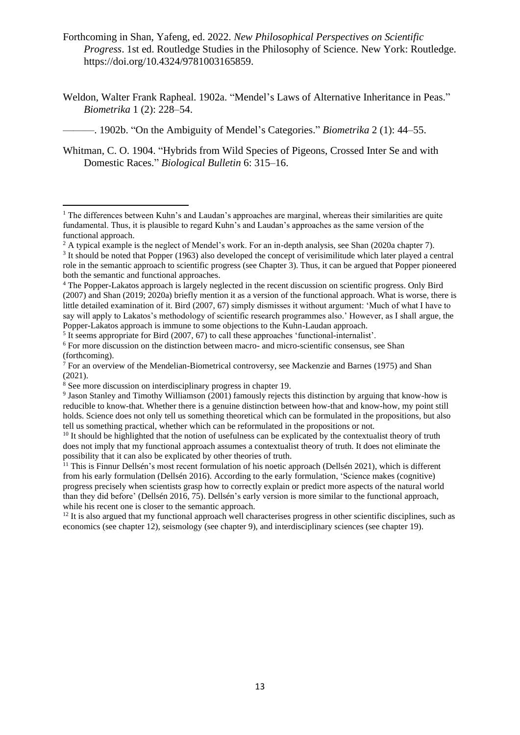Forthcoming in Shan, Yafeng, ed. 2022. *New Philosophical Perspectives on Scientific Progress*. 1st ed. Routledge Studies in the Philosophy of Science. New York: Routledge. https://doi.org/10.4324/9781003165859.

Weldon, Walter Frank Rapheal. 1902a. "Mendel's Laws of Alternative Inheritance in Peas." *Biometrika* 1 (2): 228–54.

———. 1902b. "On the Ambiguity of Mendel's Categories." *Biometrika* 2 (1): 44–55.

Whitman, C. O. 1904. "Hybrids from Wild Species of Pigeons, Crossed Inter Se and with Domestic Races." *Biological Bulletin* 6: 315–16.

---

[1] The differences between Kuhn's and Laudan's approaches are marginal, whereas their similarities are quite fundamental. Thus, it is plausible to regard Kuhn's and Laudan's approaches as the same version of the functional approach.

[2] A typical example is the neglect of Mendel's work. For an in-depth analysis, see Shan (2020a chapter 7).

[3] It should be noted that Popper (1963) also developed the concept of verisimilitude which later played a central role in the semantic approach to scientific progress (see Chapter 3). Thus, it can be argued that Popper pioneered both the semantic and functional approaches.

[4] The Popper-Lakatos approach is largely neglected in the recent discussion on scientific progress. Only Bird (2007) and Shan (2019; 2020a) briefly mention it as a version of the functional approach. What is worse, there is little detailed examination of it. Bird (2007, 67) simply dismisses it without argument: 'Much of what I have to say will apply to Lakatos's methodology of scientific research programmes also.' However, as I shall argue, the Popper-Lakatos approach is immune to some objections to the Kuhn-Laudan approach.

[5] It seems appropriate for Bird (2007, 67) to call these approaches 'functional-internalist'.

[6] For more discussion on the distinction between macro- and micro-scientific consensus, see Shan (forthcoming).

[7] For an overview of the Mendelian-Biometrical controversy, see Mackenzie and Barnes (1975) and Shan (2021).

[8] See more discussion on interdisciplinary progress in chapter 19.

[9] Jason Stanley and Timothy Williamson (2001) famously rejects this distinction by arguing that know-how is reducible to know-that. Whether there is a genuine distinction between how-that and know-how, my point still holds. Science does not only tell us something theoretical which can be formulated in the propositions, but also tell us something practical, whether which can be reformulated in the propositions or not.

[10] It should be highlighted that the notion of usefulness can be explicated by the contextualist theory of truth does not imply that my functional approach assumes a contextualist theory of truth. It does not eliminate the possibility that it can also be explicated by other theories of truth.

[11] This is Finnur Dellsén's most recent formulation of his noetic approach (Dellsén 2021), which is different from his early formulation (Dellsén 2016). According to the early formulation, 'Science makes (cognitive) progress precisely when scientists grasp how to correctly explain or predict more aspects of the natural world than they did before' (Dellsén 2016, 75). Dellsén's early version is more similar to the functional approach, while his recent one is closer to the semantic approach.

[12] It is also argued that my functional approach well characterises progress in other scientific disciplines, such as economics (see chapter 12), seismology (see chapter 9), and interdisciplinary sciences (see chapter 19).